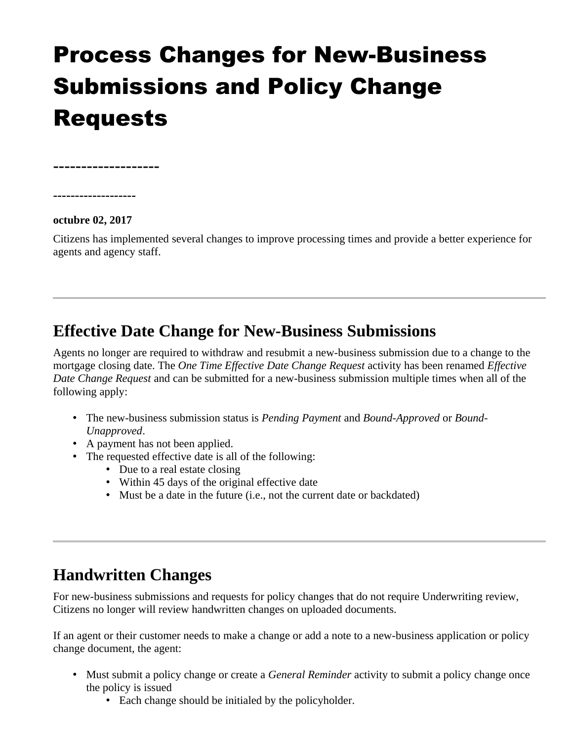# Process Changes for New-Business Submissions and Policy Change Requests

-------------------

-------------------

**octubre 02, 2017**

Citizens has implemented several changes to improve processing times and provide a better experience for agents and agency staff.

---

## Effective Date Change for New-Business Submissions

Agents no longer are required to withdraw and resubmit a new-business submission due to a change to the mortgage closing date. The *One Time Effective Date Change Request* activity has been renamed *Effective Date Change Request* and can be submitted for a new-business submission multiple times when all of the following apply:

- The new-business submission status is *Pending Payment* and *Bound-Approved* or *Bound-Unapproved*.
- A payment has not been applied.
- The requested effective date is all of the following:
  - Due to a real estate closing
  - Within 45 days of the original effective date
  - Must be a date in the future (i.e., not the current date or backdated)

---

## Handwritten Changes

For new-business submissions and requests for policy changes that do not require Underwriting review, Citizens no longer will review handwritten changes on uploaded documents.

If an agent or their customer needs to make a change or add a note to a new-business application or policy change document, the agent:

- Must submit a policy change or create a *General Reminder* activity to submit a policy change once the policy is issued
  - Each change should be initialed by the policyholder.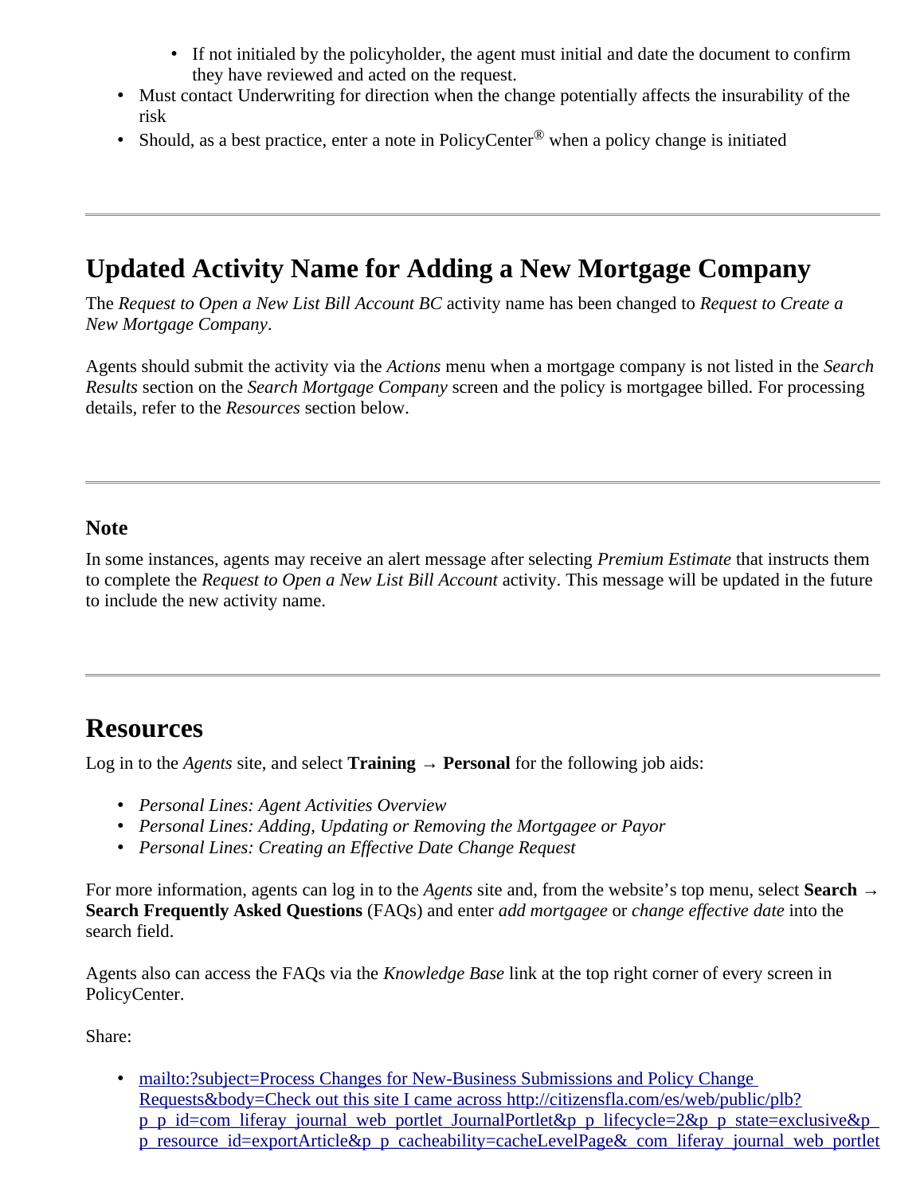- If not initialed by the policyholder, the agent must initial and date the document to confirm they have reviewed and acted on the request.
- Must contact Underwriting for direction when the change potentially affects the insurability of the risk
- Should, as a best practice, enter a note in PolicyCenter® when a policy change is initiated

---

## Updated Activity Name for Adding a New Mortgage Company

The *Request to Open a New List Bill Account BC* activity name has been changed to *Request to Create a New Mortgage Company*.

Agents should submit the activity via the *Actions* menu when a mortgage company is not listed in the *Search Results* section on the *Search Mortgage Company* screen and the policy is mortgagee billed. For processing details, refer to the *Resources* section below.

---

### Note

In some instances, agents may receive an alert message after selecting *Premium Estimate* that instructs them to complete the *Request to Open a New List Bill Account* activity. This message will be updated in the future to include the new activity name.

---

## Resources

Log in to the *Agents* site, and select **Training → Personal** for the following job aids:

- *Personal Lines: Agent Activities Overview*
- *Personal Lines: Adding, Updating or Removing the Mortgagee or Payor*
- *Personal Lines: Creating an Effective Date Change Request*

For more information, agents can log in to the *Agents* site and, from the website's top menu, select **Search → Search Frequently Asked Questions** (FAQs) and enter *add mortgagee* or *change effective date* into the search field.

Agents also can access the FAQs via the *Knowledge Base* link at the top right corner of every screen in PolicyCenter.

Share:

- mailto:?subject=Process Changes for New-Business Submissions and Policy Change Requests&body=Check out this site I came across http://citizensfla.com/es/web/public/plb?p_p_id=com_liferay_journal_web_portlet_JournalPortlet&p_p_lifecycle=2&p_p_state=exclusive&p_p_resource_id=exportArticle&p_p_cacheability=cacheLevelPage&_com_liferay_journal_web_portlet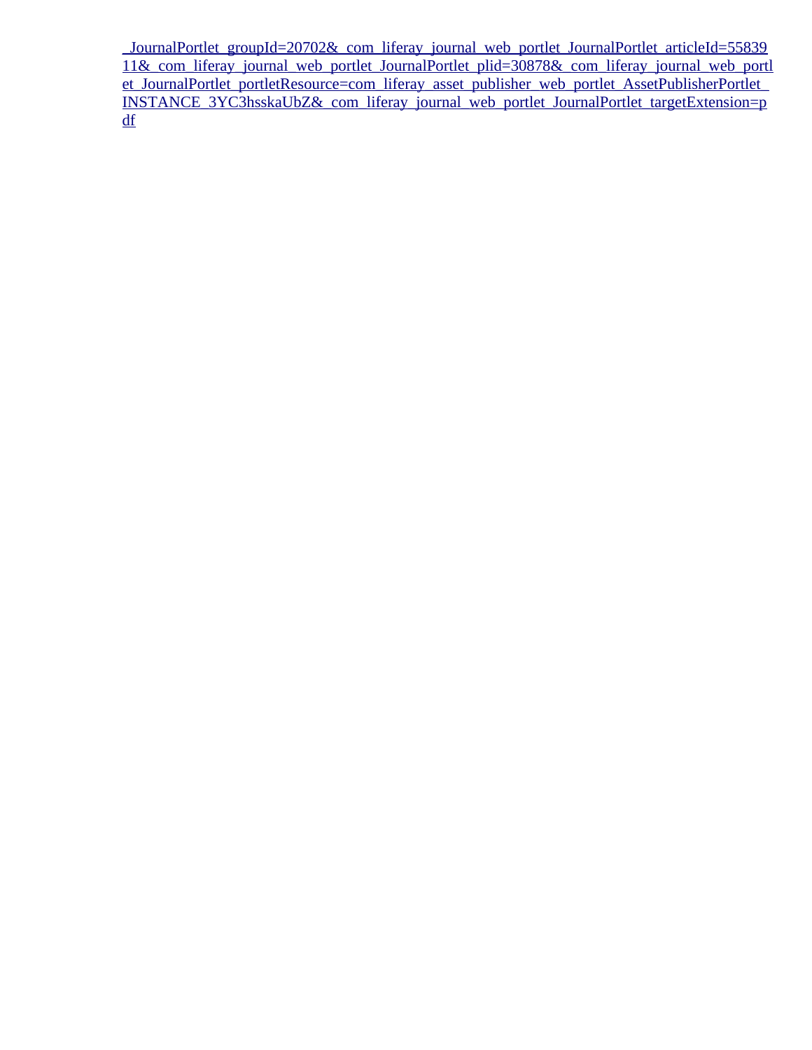_JournalPortlet_groupId=20702&_com_liferay_journal_web_portlet_JournalPortlet_articleId=5583911&_com_liferay_journal_web_portlet_JournalPortlet_plid=30878&_com_liferay_journal_web_portlet_JournalPortlet_portletResource=com_liferay_asset_publisher_web_portlet_AssetPublisherPortlet_INSTANCE_3YC3hsskaUbZ&_com_liferay_journal_web_portlet_JournalPortlet_targetExtension=pdf